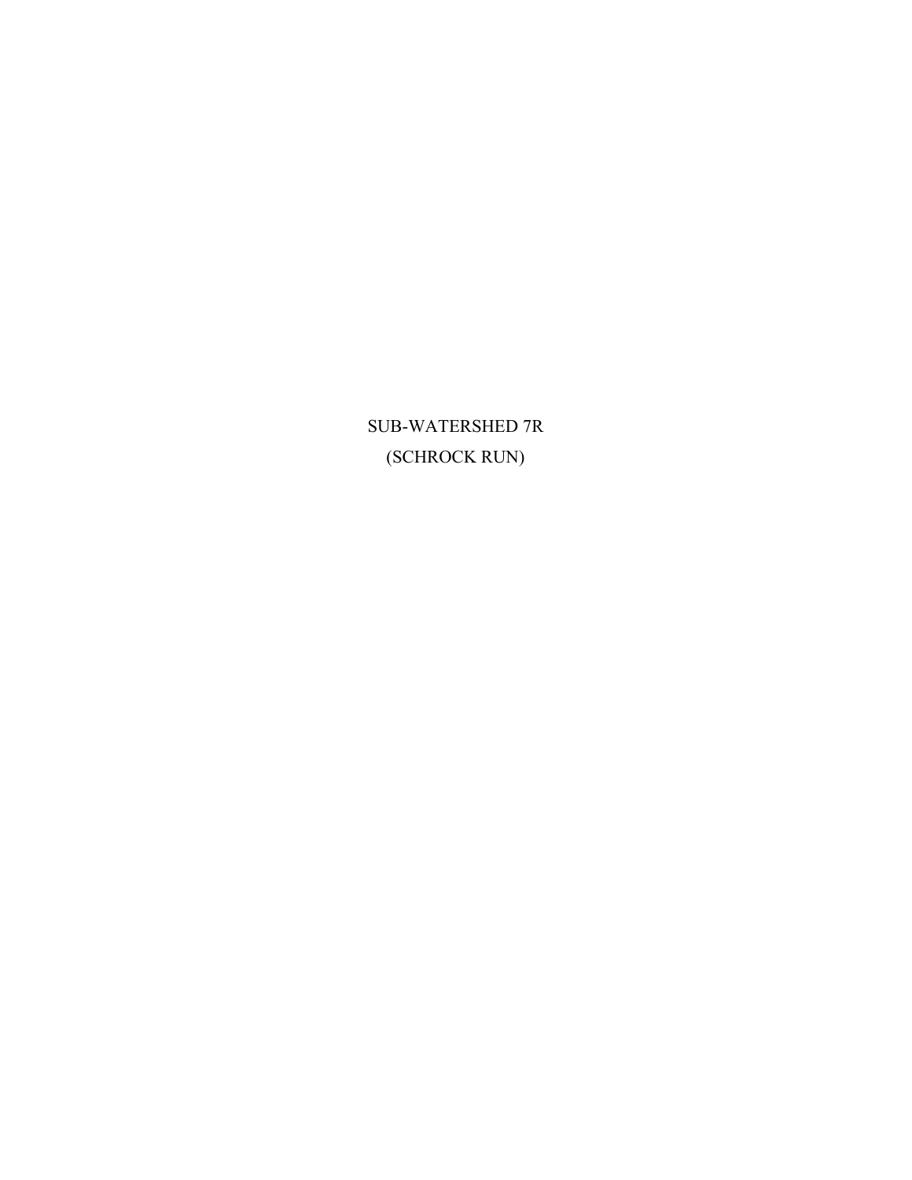# SUB-WATERSHED 7R

# (SCHROCK RUN)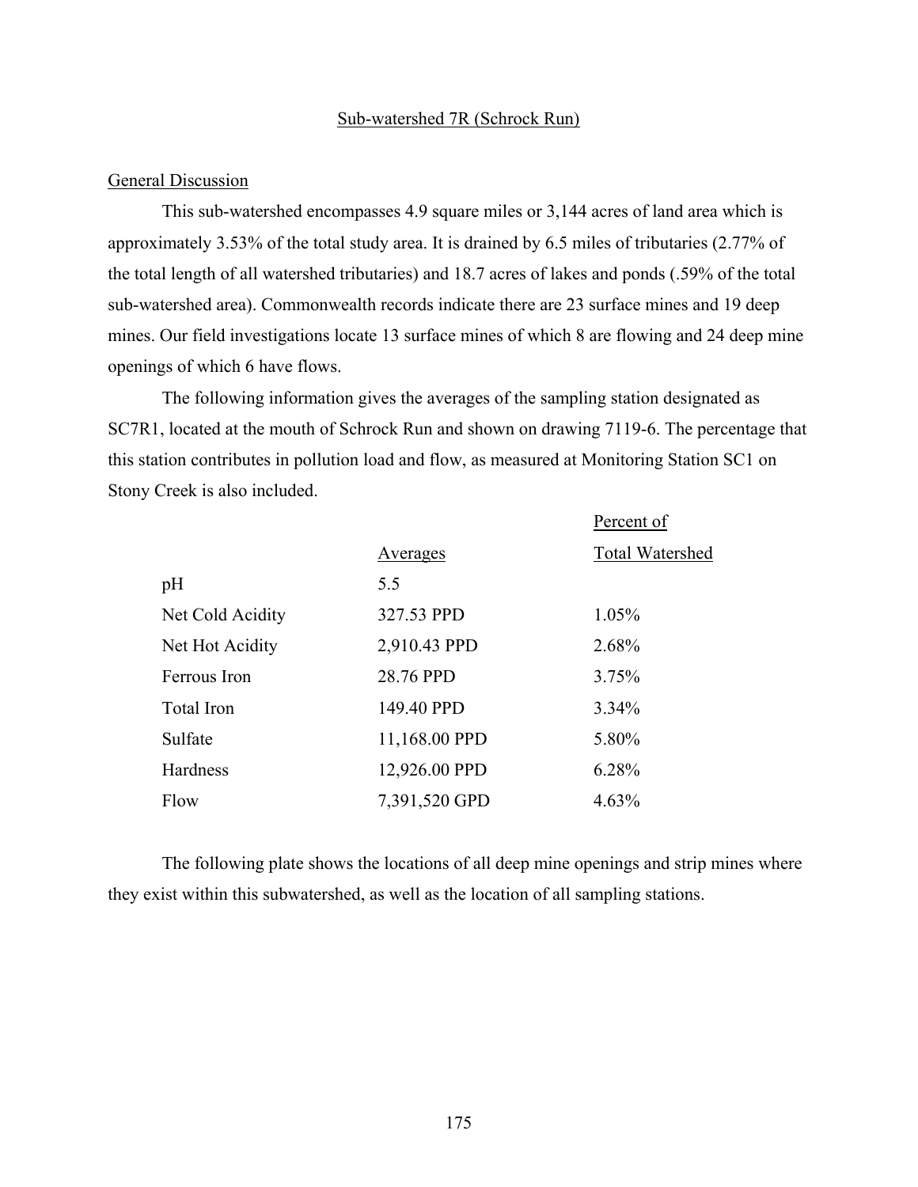## Sub-watershed 7R (Schrock Run)

### General Discussion

This sub-watershed encompasses 4.9 square miles or 3,144 acres of land area which is approximately 3.53% of the total study area. It is drained by 6.5 miles of tributaries (2.77% of the total length of all watershed tributaries) and 18.7 acres of lakes and ponds (.59% of the total sub-watershed area). Commonwealth records indicate there are 23 surface mines and 19 deep mines. Our field investigations locate 13 surface mines of which 8 are flowing and 24 deep mine openings of which 6 have flows.

The following information gives the averages of the sampling station designated as SC7R1, located at the mouth of Schrock Run and shown on drawing 7119-6. The percentage that this station contributes in pollution load and flow, as measured at Monitoring Station SC1 on Stony Creek is also included.

| | Averages | Percent of Total Watershed |
|---|---|---|
| pH | 5.5 | |
| Net Cold Acidity | 327.53 PPD | 1.05% |
| Net Hot Acidity | 2,910.43 PPD | 2.68% |
| Ferrous Iron | 28.76 PPD | 3.75% |
| Total Iron | 149.40 PPD | 3.34% |
| Sulfate | 11,168.00 PPD | 5.80% |
| Hardness | 12,926.00 PPD | 6.28% |
| Flow | 7,391,520 GPD | 4.63% |

The following plate shows the locations of all deep mine openings and strip mines where they exist within this subwatershed, as well as the location of all sampling stations.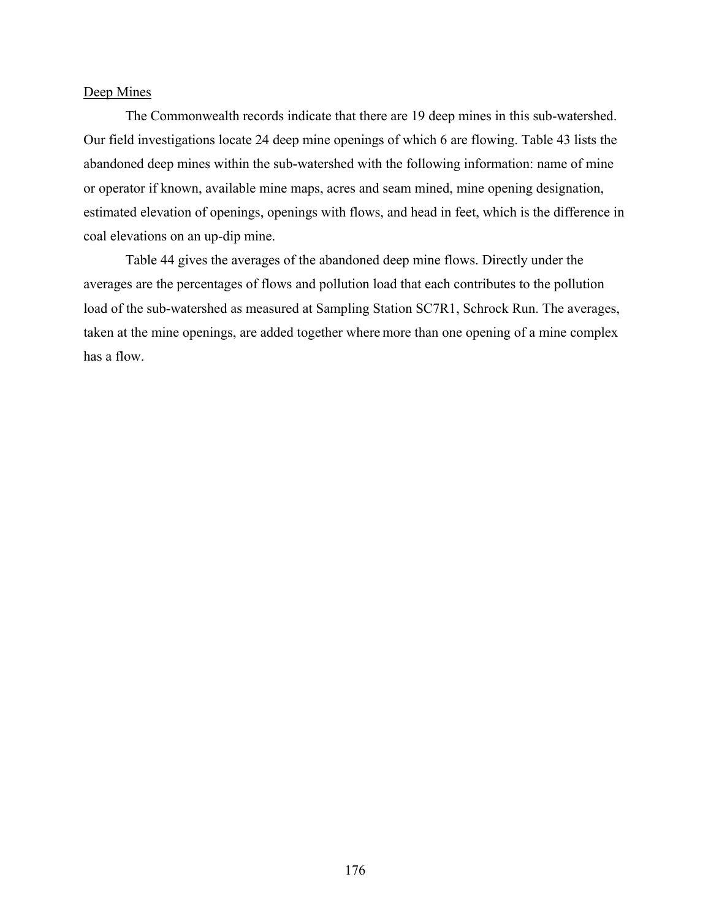<u>Deep Mines</u>

The Commonwealth records indicate that there are 19 deep mines in this sub-watershed. Our field investigations locate 24 deep mine openings of which 6 are flowing. Table 43 lists the abandoned deep mines within the sub-watershed with the following information: name of mine or operator if known, available mine maps, acres and seam mined, mine opening designation, estimated elevation of openings, openings with flows, and head in feet, which is the difference in coal elevations on an up-dip mine.

Table 44 gives the averages of the abandoned deep mine flows. Directly under the averages are the percentages of flows and pollution load that each contributes to the pollution load of the sub-watershed as measured at Sampling Station SC7R1, Schrock Run. The averages, taken at the mine openings, are added together where more than one opening of a mine complex has a flow.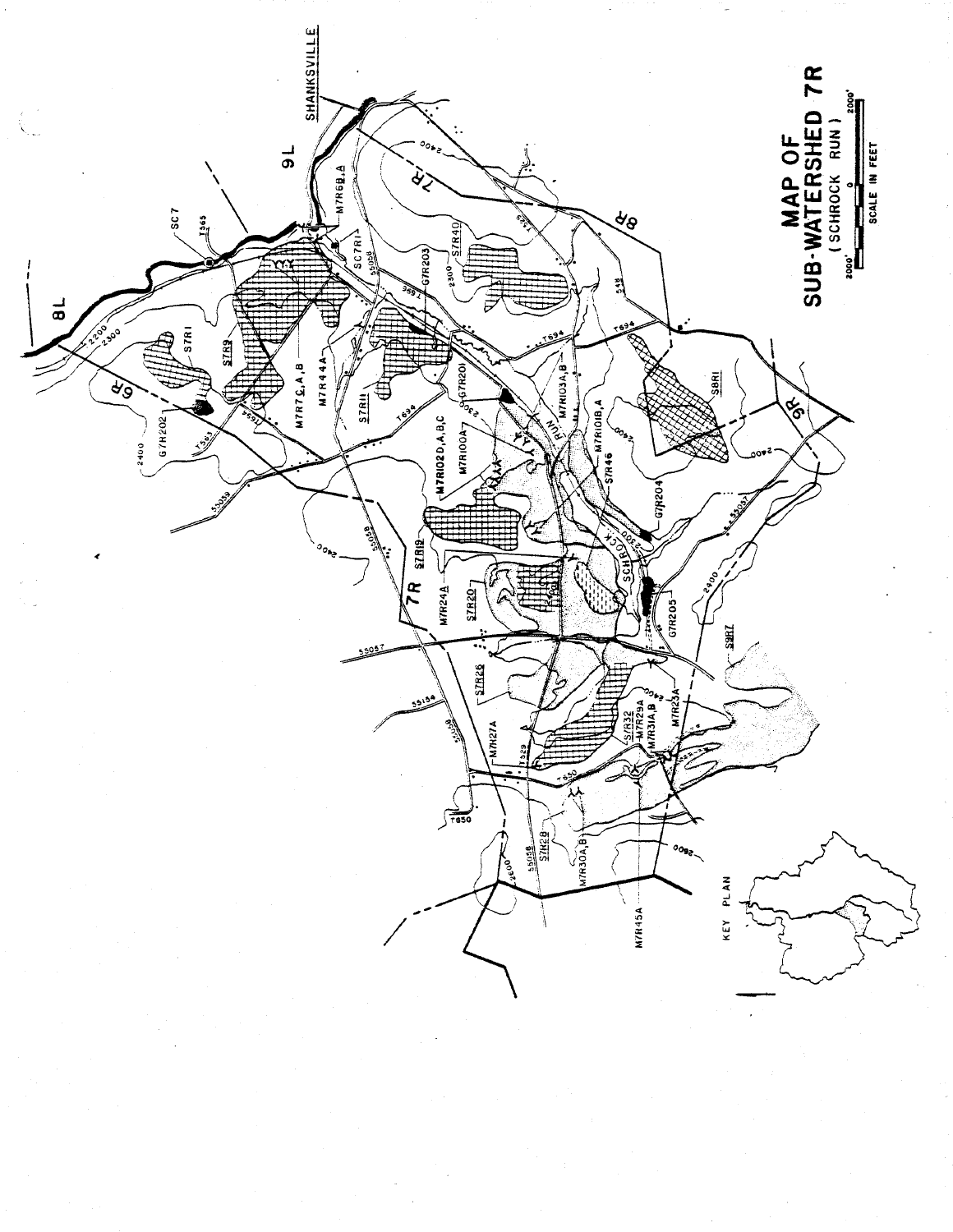# MAP OF SUB-WATERSHED 7R

(SCHROCK RUN)

SCALE IN FEET

KEY PLAN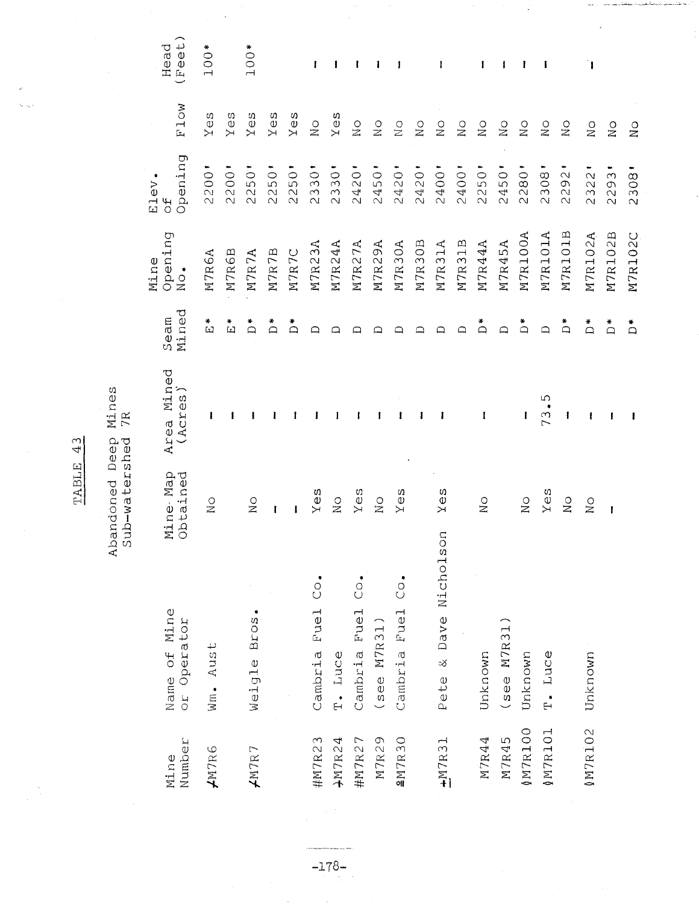# TABLE 43

## Abandoned Deep Mines
## Sub-watershed 7R

| Mine Number | Name of Mine or Operator | Mine Map Obtained | Area Mined (Acres) | Seam Mined | Mine Opening No. | Elev. of Opening | Flow | Head (Feet) |
|---|---|---|---|---|---|---|---|---|
| ✓M7R6 | Wm. Aust | No | -- | E* | M7R6A | 2200' | Yes | 100* |
| | | | | E* | M7R6B | 2200' | Yes | |
| ✓M7R7 | Weigle Bros. | No | -- | D* | M7R7A | 2250' | Yes | 100* |
| | | -- | -- | D* | M7R7B | 2250' | Yes | |
| | | -- | -- | D* | M7R7C | 2250' | Yes | |
| #M7R23 | Cambria Fuel Co. | Yes | -- | D | M7R23A | 2330' | No | -- |
| ✓M7R24 | T. Luce | No | -- | D | M7R24A | 2330' | Yes | -- |
| #M7R27 | Cambria Fuel Co. | Yes | -- | D | M7R27A | 2420' | No | -- |
| M7R29 | (see M7R31) | No | -- | D | M7R29A | 2450' | No | -- |
| ≠M7R30 | Cambria Fuel Co. | Yes | -- | D | M7R30A | 2420' | No | -- |
| | | | -- | D | M7R30B | 2420' | No | |
| +M7R31 | Pete & Dave Nicholson | Yes | -- | D | M7R31A | 2400' | No | -- |
| | | | | D | M7R31B | 2400' | No | |
| M7R44 | Unknown | No | -- | D* | M7R44A | 2250' | No | -- |
| M7R45 | (see M7R31) | | | D | M7R45A | 2450' | No | -- |
| ◊M7R100 | Unknown | No | -- | D* | M7R100A | 2280' | No | -- |
| ◊M7R101 | T. Luce | Yes | 73.5 | D | M7R101A | 2308' | No | -- |
| | | No | -- | D* | M7R101B | 2292' | No | |
| ◊M7R102 | Unknown | No | -- | D* | M7R102A | 2322' | No | -- |
| | | -- | -- | D* | M7R102B | 2293' | No | |
| | | | -- | D* | M7R102C | 2308' | No | |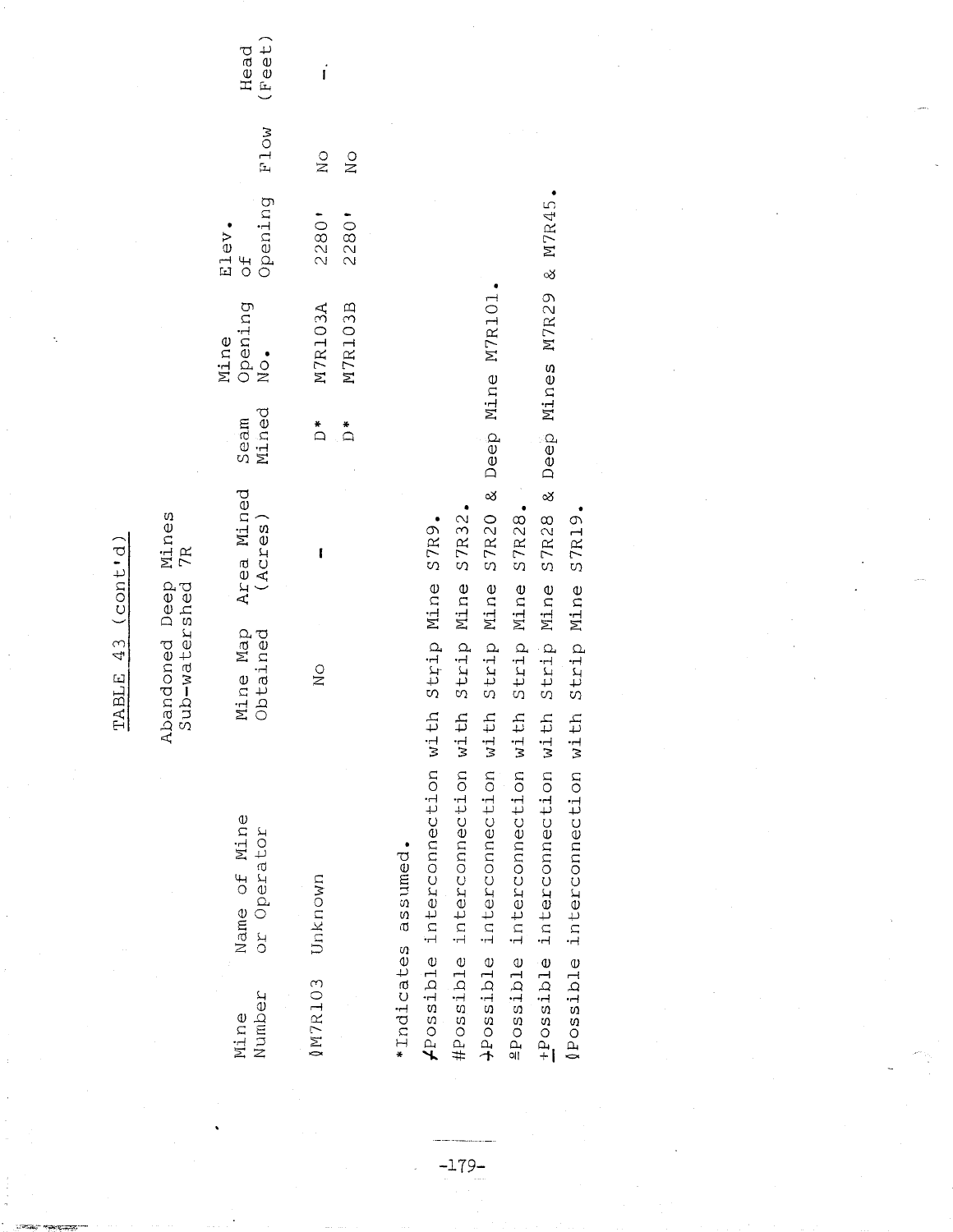TABLE 43 (cont'd)

Abandoned Deep Mines
Sub-watershed 7R

| Mine Number | Name of Mine or Operator | Mine Map Obtained | Area Mined (Acres) | Seam Mined | Mine Opening No. | Elev. of Opening | Flow | Head (Feet) |
|---|---|---|---|---|---|---|---|---|
| ◊M7R103 | Unknown | No | - | D* | M7R103A | 2280' | No | - |
| | | | | D* | M7R103B | 2280' | No | |

*Indicates assumed.

⁄Possible interconnection with Strip Mine S7R9.

#Possible interconnection with Strip Mine S7R32.

⅄Possible interconnection with Strip Mine S7R20 & Deep Mine M7R101.

ºPossible interconnection with Strip Mine S7R28.

±Possible interconnection with Strip Mine S7R28 & Deep Mines M7R29 & M7R45.

◊Possible interconnection with Strip Mine S7R19.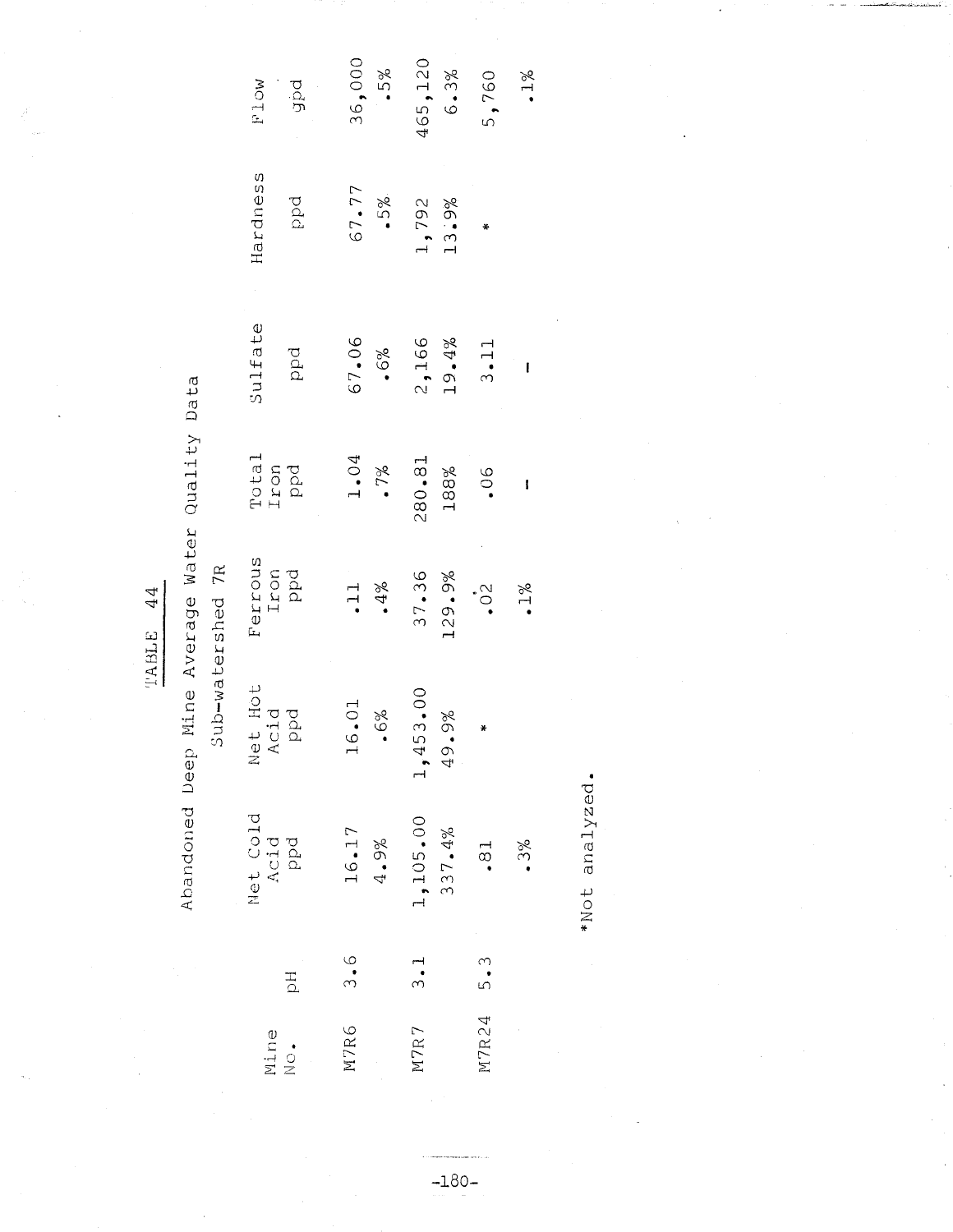TABLE 44

Abandoned Deep Mine Average Water Quality Data

Sub-watershed 7R

| Mine No. | pH | Net Cold Acid ppd | Net Hot Acid ppd | Ferrous Iron ppd | Total Iron ppd | Sulfate ppd | Hardness ppd | Flow gpd |
|---|---|---|---|---|---|---|---|---|
| M7R6 | 3.6 | 16.17 | 16.01 | .11 | 1.04 | 67.06 | 67.77 | 36,000 |
| | | 4.9% | .6% | .4% | .7% | .6% | .5% | .5% |
| M7R7 | 3.1 | 1,105.00 | 1,453.00 | 37.36 | 280.81 | 2,166 | 1,792 | 465,120 |
| | | 337.4% | 49.9% | 129.9% | 188% | 19.4% | 13.9% | 6.3% |
| M7R24 | 5.3 | .81 | * | .02 | .06 | 3.11 | * | 5,760 |
| | | .3% | | .1% | - | - | | .1% |

*Not analyzed.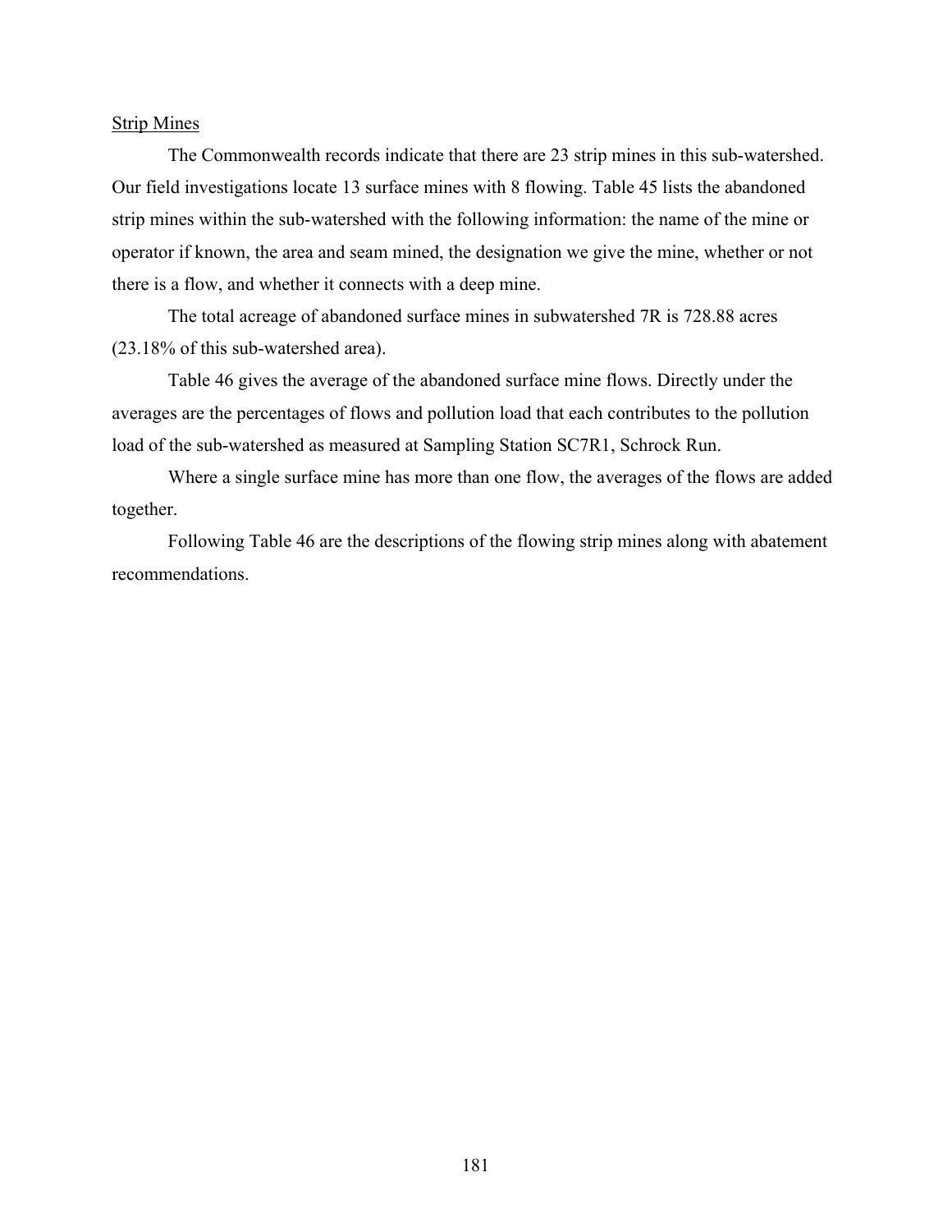<u>Strip Mines</u>

The Commonwealth records indicate that there are 23 strip mines in this sub-watershed. Our field investigations locate 13 surface mines with 8 flowing. Table 45 lists the abandoned strip mines within the sub-watershed with the following information: the name of the mine or operator if known, the area and seam mined, the designation we give the mine, whether or not there is a flow, and whether it connects with a deep mine.

The total acreage of abandoned surface mines in subwatershed 7R is 728.88 acres (23.18% of this sub-watershed area).

Table 46 gives the average of the abandoned surface mine flows. Directly under the averages are the percentages of flows and pollution load that each contributes to the pollution load of the sub-watershed as measured at Sampling Station SC7R1, Schrock Run.

Where a single surface mine has more than one flow, the averages of the flows are added together.

Following Table 46 are the descriptions of the flowing strip mines along with abatement recommendations.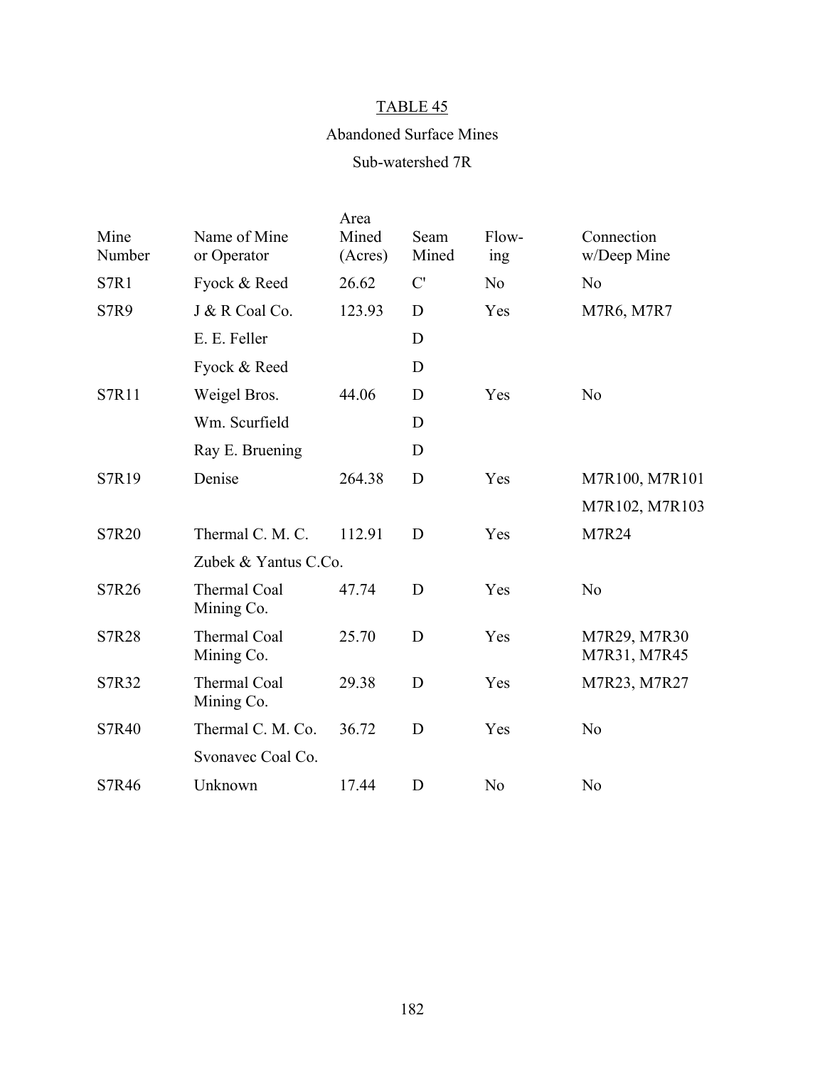TABLE 45

Abandoned Surface Mines

Sub-watershed 7R

| Mine Number | Name of Mine or Operator | Area Mined (Acres) | Seam Mined | Flow-ing | Connection w/Deep Mine |
|---|---|---|---|---|---|
| S7R1 | Fyock & Reed | 26.62 | C' | No | No |
| S7R9 | J & R Coal Co. | 123.93 | D | Yes | M7R6, M7R7 |
| | E. E. Feller | | D | | |
| | Fyock & Reed | | D | | |
| S7R11 | Weigel Bros. | 44.06 | D | Yes | No |
| | Wm. Scurfield | | D | | |
| | Ray E. Bruening | | D | | |
| S7R19 | Denise | 264.38 | D | Yes | M7R100, M7R101 |
| | | | | | M7R102, M7R103 |
| S7R20 | Thermal C. M. C. | 112.91 | D | Yes | M7R24 |
| | Zubek & Yantus C.Co. | | | | |
| S7R26 | Thermal Coal Mining Co. | 47.74 | D | Yes | No |
| S7R28 | Thermal Coal Mining Co. | 25.70 | D | Yes | M7R29, M7R30 M7R31, M7R45 |
| S7R32 | Thermal Coal Mining Co. | 29.38 | D | Yes | M7R23, M7R27 |
| S7R40 | Thermal C. M. Co. | 36.72 | D | Yes | No |
| | Svonavec Coal Co. | | | | |
| S7R46 | Unknown | 17.44 | D | No | No |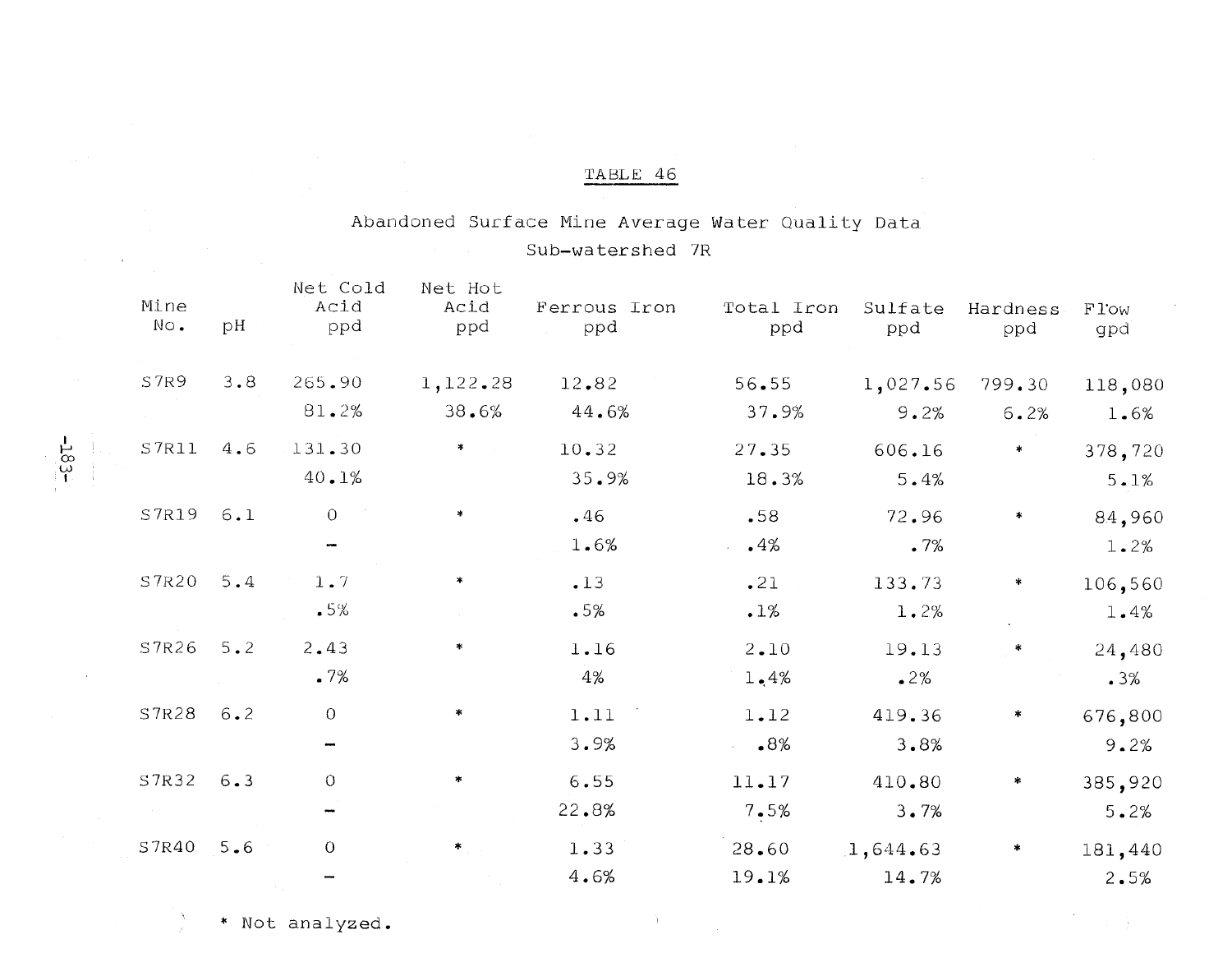TABLE 46

Abandoned Surface Mine Average Water Quality Data

Sub-watershed 7R

| Mine No. | pH | Net Cold Acid ppd | Net Hot Acid ppd | Ferrous Iron ppd | Total Iron ppd | Sulfate ppd | Hardness ppd | Flow gpd |
|---|---|---|---|---|---|---|---|---|
| S7R9 | 3.8 | 265.90 | 1,122.28 | 12.82 | 56.55 | 1,027.56 | 799.30 | 118,080 |
| | | 81.2% | 38.6% | 44.6% | 37.9% | 9.2% | 6.2% | 1.6% |
| S7R11 | 4.6 | 131.30 | * | 10.32 | 27.35 | 606.16 | * | 378,720 |
| | | 40.1% | | 35.9% | 18.3% | 5.4% | | 5.1% |
| S7R19 | 6.1 | 0 | * | .46 | .58 | 72.96 | * | 84,960 |
| | | – | | 1.6% | .4% | .7% | | 1.2% |
| S7R20 | 5.4 | 1.7 | * | .13 | .21 | 133.73 | * | 106,560 |
| | | .5% | | .5% | .1% | 1.2% | | 1.4% |
| S7R26 | 5.2 | 2.43 | * | 1.16 | 2.10 | 19.13 | * | 24,480 |
| | | .7% | | 4% | 1.4% | .2% | | .3% |
| S7R28 | 6.2 | 0 | * | 1.11 | 1.12 | 419.36 | * | 676,800 |
| | | – | | 3.9% | .8% | 3.8% | | 9.2% |
| S7R32 | 6.3 | 0 | * | 6.55 | 11.17 | 410.80 | * | 385,920 |
| | | – | | 22.8% | 7.5% | 3.7% | | 5.2% |
| S7R40 | 5.6 | 0 | * | 1.33 | 28.60 | 1,644.63 | * | 181,440 |
| | | – | | 4.6% | 19.1% | 14.7% | | 2.5% |

\* Not analyzed.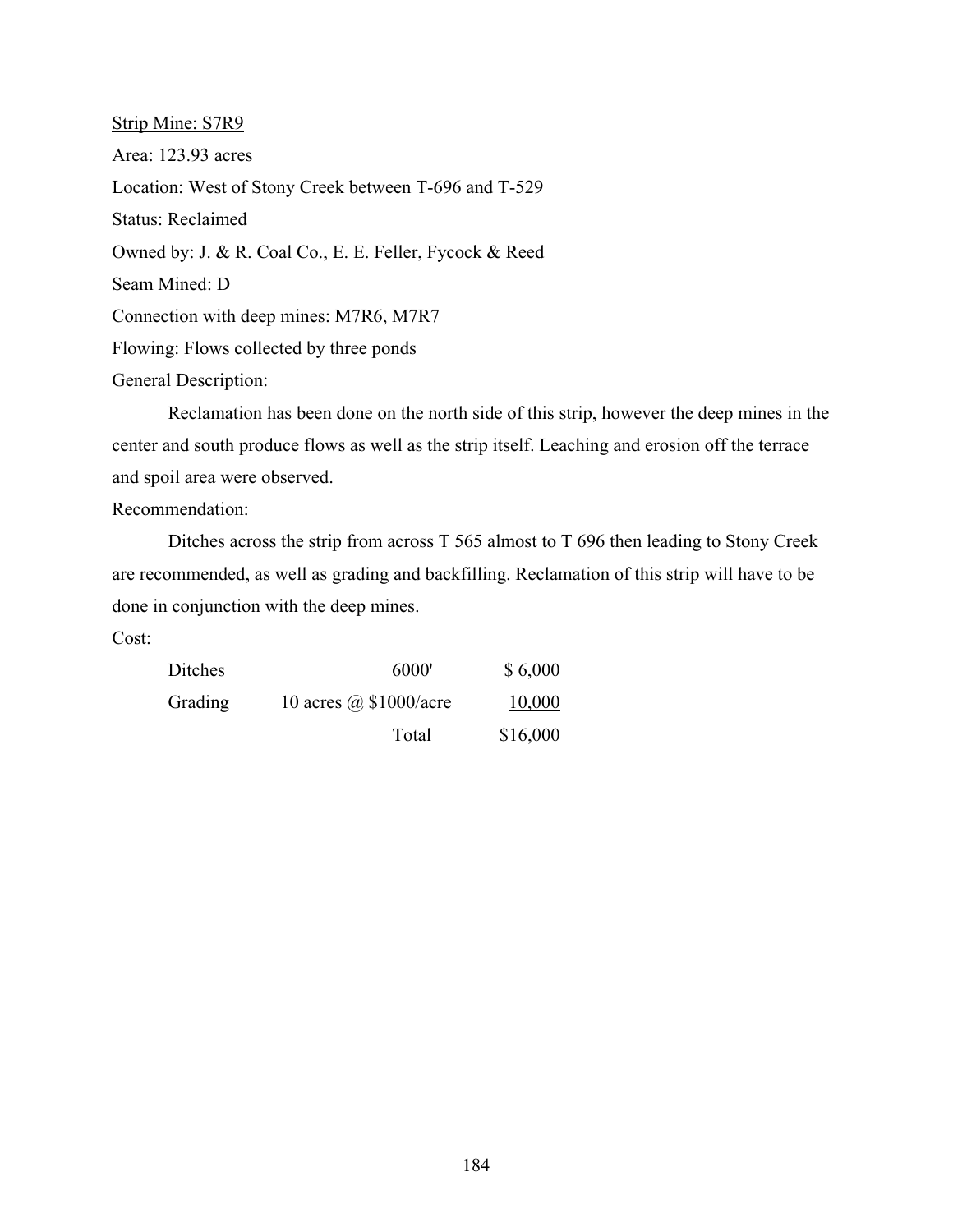Strip Mine: S7R9

Area: 123.93 acres

Location: West of Stony Creek between T-696 and T-529

Status: Reclaimed

Owned by: J. & R. Coal Co., E. E. Feller, Fycock & Reed

Seam Mined: D

Connection with deep mines: M7R6, M7R7

Flowing: Flows collected by three ponds

General Description:

Reclamation has been done on the north side of this strip, however the deep mines in the center and south produce flows as well as the strip itself. Leaching and erosion off the terrace and spoil area were observed.

Recommendation:

Ditches across the strip from across T 565 almost to T 696 then leading to Stony Creek are recommended, as well as grading and backfilling. Reclamation of this strip will have to be done in conjunction with the deep mines.

Cost:

| | | |
|---|---|---|
| Ditches | 6000' | $ 6,000 |
| Grading | 10 acres @ $1000/acre | 10,000 |
| | Total | $16,000 |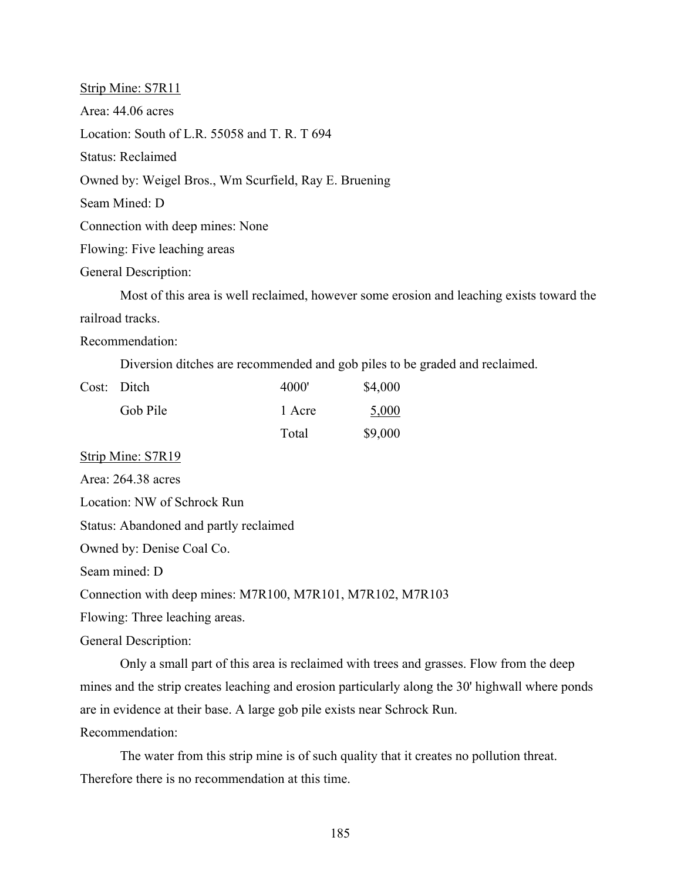Strip Mine: S7R11

Area: 44.06 acres

Location: South of L.R. 55058 and T. R. T 694

Status: Reclaimed

Owned by: Weigel Bros., Wm Scurfield, Ray E. Bruening

Seam Mined: D

Connection with deep mines: None

Flowing: Five leaching areas

General Description:

Most of this area is well reclaimed, however some erosion and leaching exists toward the railroad tracks.

Recommendation:

Diversion ditches are recommended and gob piles to be graded and reclaimed.

| Cost: | | | |
|---|---|---|---|
| | Ditch | 4000' | $4,000 |
| | Gob Pile | 1 Acre | 5,000 |
| | | Total | $9,000 |

Strip Mine: S7R19

Area: 264.38 acres

Location: NW of Schrock Run

Status: Abandoned and partly reclaimed

Owned by: Denise Coal Co.

Seam mined: D

Connection with deep mines: M7R100, M7R101, M7R102, M7R103

Flowing: Three leaching areas.

General Description:

Only a small part of this area is reclaimed with trees and grasses. Flow from the deep mines and the strip creates leaching and erosion particularly along the 30' highwall where ponds are in evidence at their base. A large gob pile exists near Schrock Run.

Recommendation:

The water from this strip mine is of such quality that it creates no pollution threat. Therefore there is no recommendation at this time.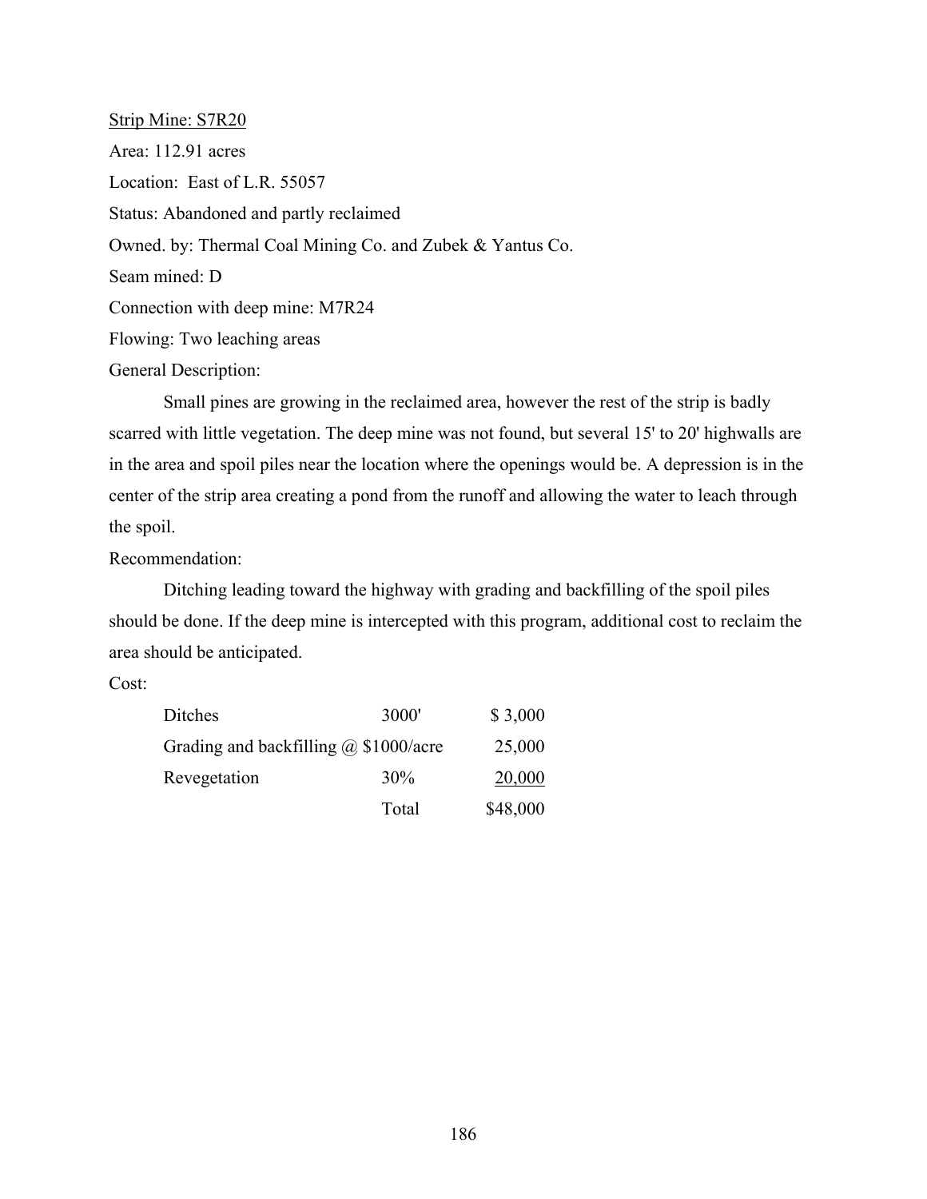Strip Mine: S7R20

Area: 112.91 acres

Location: East of L.R. 55057

Status: Abandoned and partly reclaimed

Owned. by: Thermal Coal Mining Co. and Zubek & Yantus Co.

Seam mined: D

Connection with deep mine: M7R24

Flowing: Two leaching areas

General Description:

Small pines are growing in the reclaimed area, however the rest of the strip is badly scarred with little vegetation. The deep mine was not found, but several 15' to 20' highwalls are in the area and spoil piles near the location where the openings would be. A depression is in the center of the strip area creating a pond from the runoff and allowing the water to leach through the spoil.

Recommendation:

Ditching leading toward the highway with grading and backfilling of the spoil piles should be done. If the deep mine is intercepted with this program, additional cost to reclaim the area should be anticipated.

Cost:

| | | |
|---|---|---|
| Ditches | 3000' | $ 3,000 |
| Grading and backfilling @ $1000/acre | | 25,000 |
| Revegetation | 30% | 20,000 |
| | Total | $48,000 |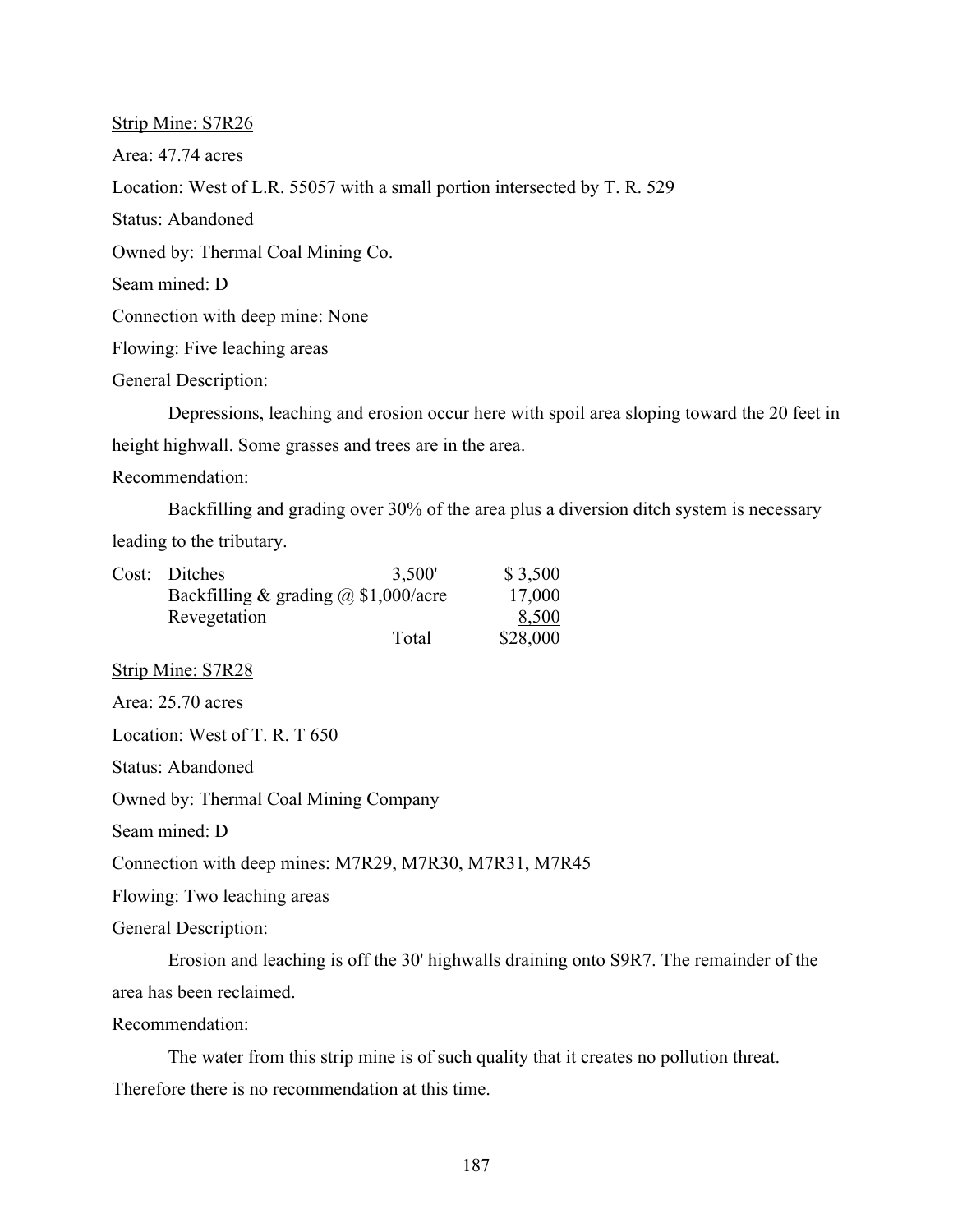Strip Mine: S7R26

Area: 47.74 acres

Location: West of L.R. 55057 with a small portion intersected by T. R. 529

Status: Abandoned

Owned by: Thermal Coal Mining Co.

Seam mined: D

Connection with deep mine: None

Flowing: Five leaching areas

General Description:

Depressions, leaching and erosion occur here with spoil area sloping toward the 20 feet in height highwall. Some grasses and trees are in the area.

Recommendation:

Backfilling and grading over 30% of the area plus a diversion ditch system is necessary leading to the tributary.

| Cost: | | | |
|---|---|---|---|
| | Ditches | 3,500' | $ 3,500 |
| | Backfilling & grading @ $1,000/acre | | 17,000 |
| | Revegetation | | 8,500 |
| | | Total | $28,000 |

Strip Mine: S7R28

Area: 25.70 acres

Location: West of T. R. T 650

Status: Abandoned

Owned by: Thermal Coal Mining Company

Seam mined: D

Connection with deep mines: M7R29, M7R30, M7R31, M7R45

Flowing: Two leaching areas

General Description:

Erosion and leaching is off the 30' highwalls draining onto S9R7. The remainder of the area has been reclaimed.

Recommendation:

The water from this strip mine is of such quality that it creates no pollution threat. Therefore there is no recommendation at this time.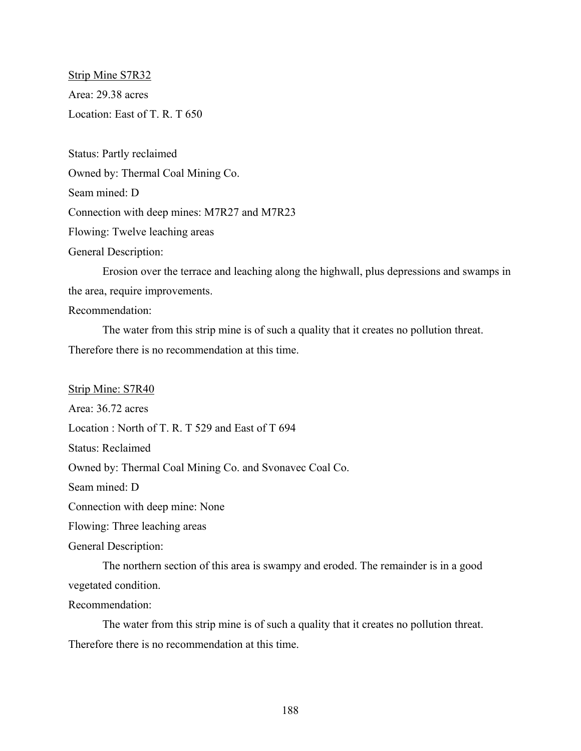<u>Strip Mine S7R32</u>

Area: 29.38 acres

Location: East of T. R. T 650

Status: Partly reclaimed

Owned by: Thermal Coal Mining Co.

Seam mined: D

Connection with deep mines: M7R27 and M7R23

Flowing: Twelve leaching areas

General Description:

Erosion over the terrace and leaching along the highwall, plus depressions and swamps in the area, require improvements.

Recommendation:

The water from this strip mine is of such a quality that it creates no pollution threat. Therefore there is no recommendation at this time.

<u>Strip Mine: S7R40</u>

Area: 36.72 acres

Location : North of T. R. T 529 and East of T 694

Status: Reclaimed

Owned by: Thermal Coal Mining Co. and Svonavec Coal Co.

Seam mined: D

Connection with deep mine: None

Flowing: Three leaching areas

General Description:

The northern section of this area is swampy and eroded. The remainder is in a good vegetated condition.

Recommendation:

The water from this strip mine is of such a quality that it creates no pollution threat. Therefore there is no recommendation at this time.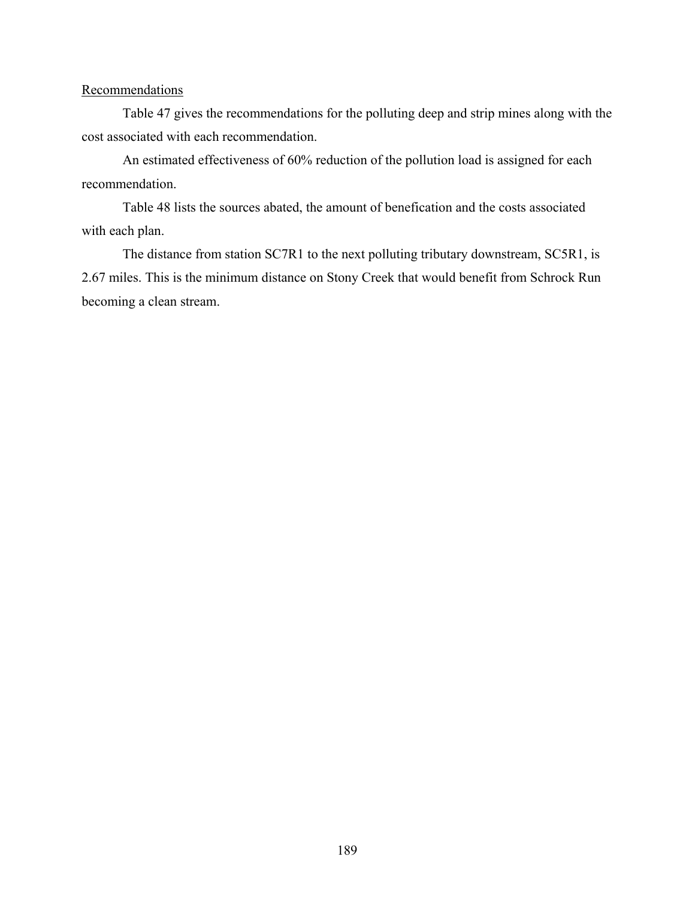## Recommendations

Table 47 gives the recommendations for the polluting deep and strip mines along with the cost associated with each recommendation.

An estimated effectiveness of 60% reduction of the pollution load is assigned for each recommendation.

Table 48 lists the sources abated, the amount of benefication and the costs associated with each plan.

The distance from station SC7R1 to the next polluting tributary downstream, SC5R1, is 2.67 miles. This is the minimum distance on Stony Creek that would benefit from Schrock Run becoming a clean stream.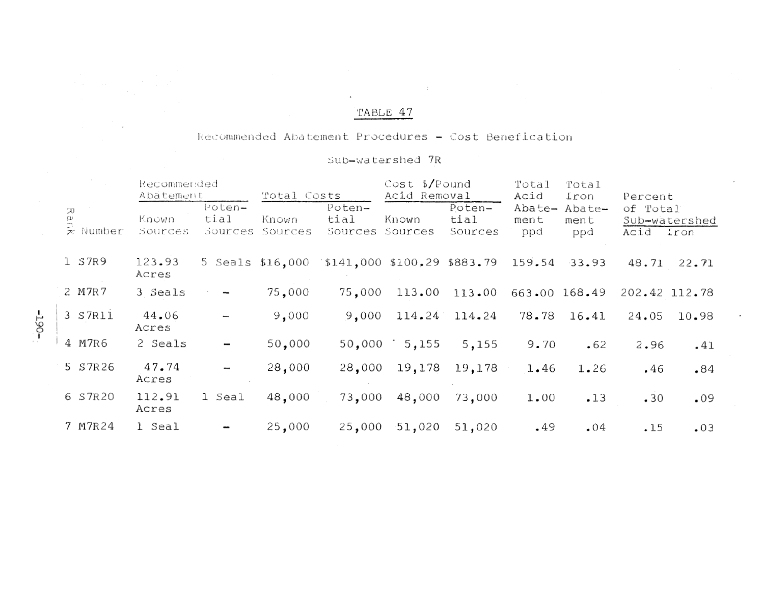# TABLE 47

Recommended Abatement Procedures - Cost Benefication

Sub-watershed 7R

| Rank | Number | Recommended Abatement | | Total Costs | | Cost $/Pound Acid Removal | | Total Acid Abatement ppd | Total Iron Abatement ppd | Percent of Total Sub-watershed | |
|---|---|---|---|---|---|---|---|---|---|---|---|
| | | Known Sources | Potential Sources | Known Sources | Potential Sources | Known Sources | Potential Sources | | | Acid | Iron |
| 1 | S7R9 | 123.93 Acres | 5 Seals | $16,000 | $141,000 | $100.29 | $883.79 | 159.54 | 33.93 | 48.71 | 22.71 |
| 2 | M7R7 | 3 Seals | - | 75,000 | 75,000 | 113.00 | 113.00 | 663.00 | 168.49 | 202.42 | 112.78 |
| 3 | S7R11 | 44.06 Acres | - | 9,000 | 9,000 | 114.24 | 114.24 | 78.78 | 16.41 | 24.05 | 10.98 |
| 4 | M7R6 | 2 Seals | - | 50,000 | 50,000 | 5,155 | 5,155 | 9.70 | .62 | 2.96 | .41 |
| 5 | S7R26 | 47.74 Acres | - | 28,000 | 28,000 | 19,178 | 19,178 | 1.46 | 1.26 | .46 | .84 |
| 6 | S7R20 | 112.91 Acres | 1 Seal | 48,000 | 73,000 | 48,000 | 73,000 | 1.00 | .13 | .30 | .09 |
| 7 | M7R24 | 1 Seal | - | 25,000 | 25,000 | 51,020 | 51,020 | .49 | .04 | .15 | .03 |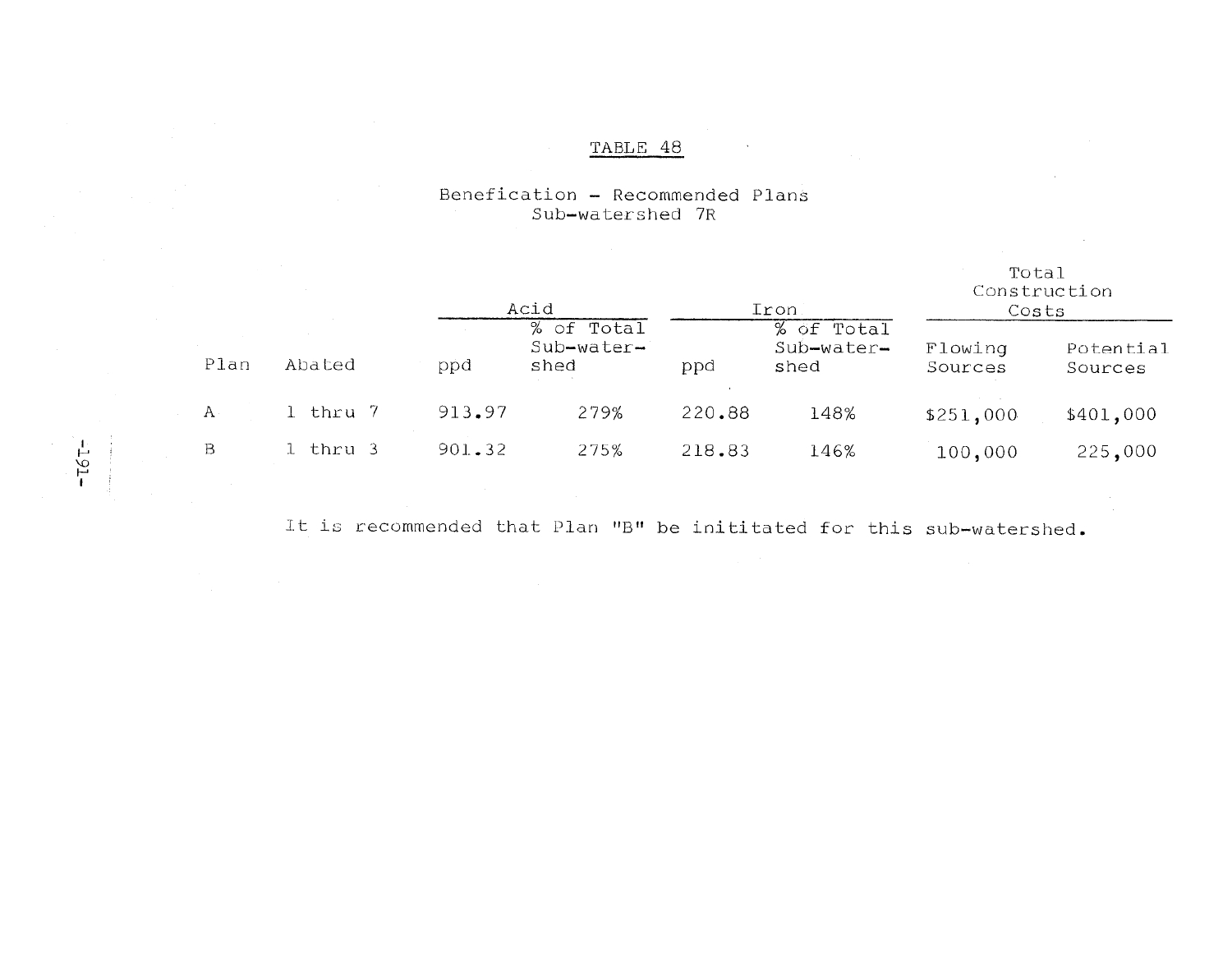TABLE 48

Benefication – Recommended Plans
Sub-watershed 7R

| Plan | Abated | Acid | | Iron | | Total Construction Costs | |
|---|---|---|---|---|---|---|---|
| | | ppd | % of Total Sub-watershed | ppd | % of Total Sub-watershed | Flowing Sources | Potential Sources |
| A | 1 thru 7 | 913.97 | 279% | 220.88 | 148% | $251,000 | $401,000 |
| B | 1 thru 3 | 901.32 | 275% | 218.83 | 146% | 100,000 | 225,000 |

It is recommended that Plan "B" be inititated for this sub-watershed.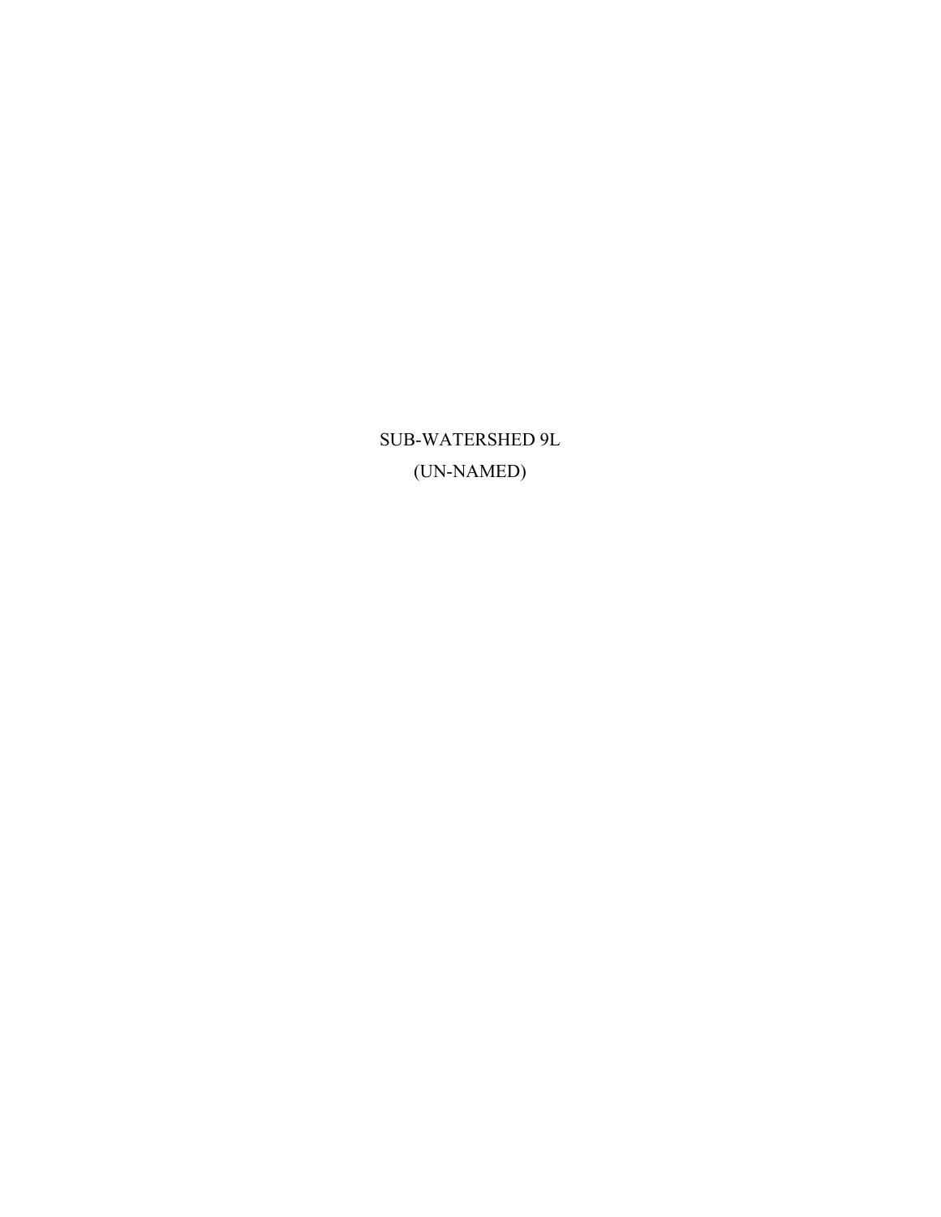# SUB-WATERSHED 9L

(UN-NAMED)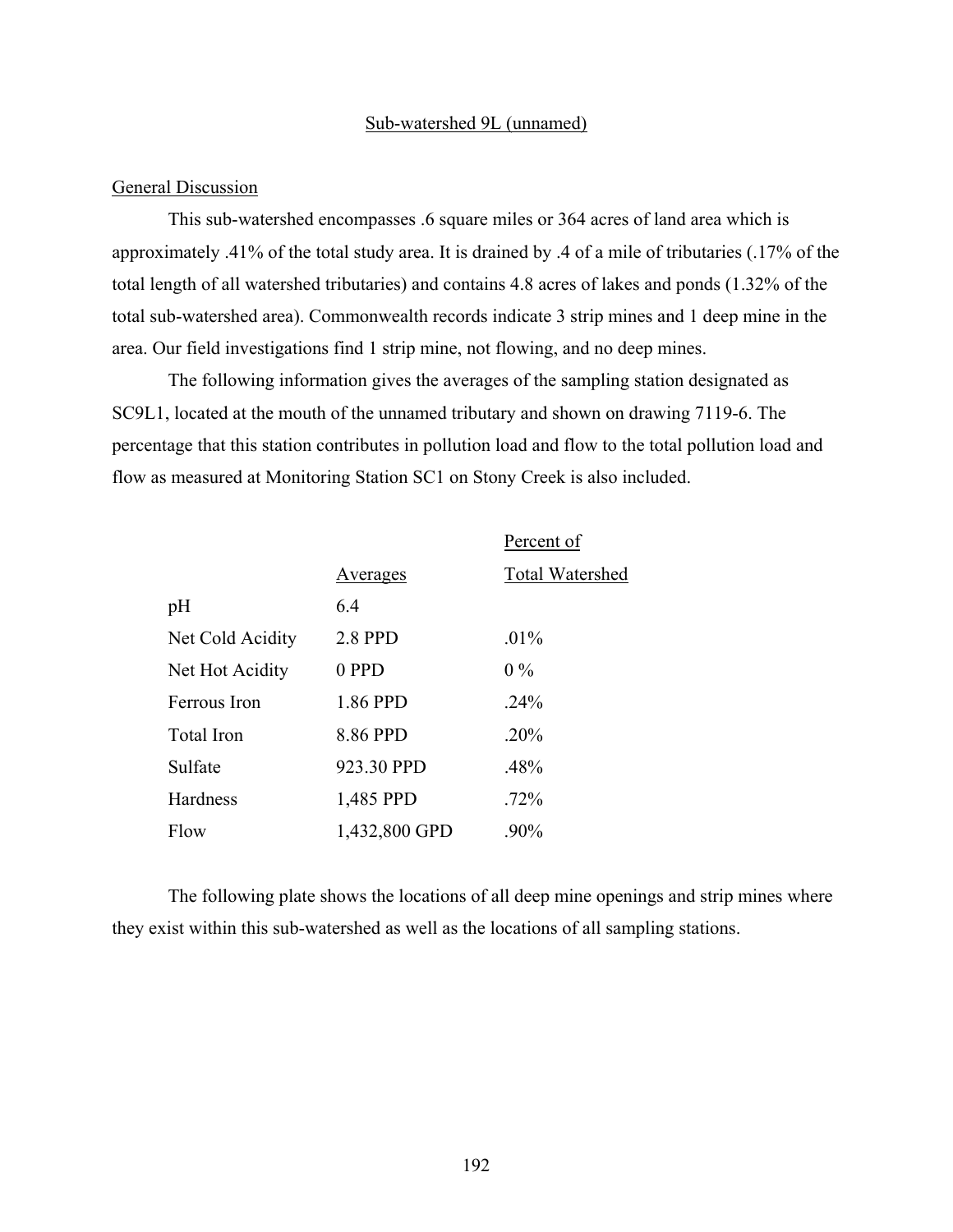## Sub-watershed 9L (unnamed)

### General Discussion

This sub-watershed encompasses .6 square miles or 364 acres of land area which is approximately .41% of the total study area. It is drained by .4 of a mile of tributaries (.17% of the total length of all watershed tributaries) and contains 4.8 acres of lakes and ponds (1.32% of the total sub-watershed area). Commonwealth records indicate 3 strip mines and 1 deep mine in the area. Our field investigations find 1 strip mine, not flowing, and no deep mines.

The following information gives the averages of the sampling station designated as SC9L1, located at the mouth of the unnamed tributary and shown on drawing 7119-6. The percentage that this station contributes in pollution load and flow to the total pollution load and flow as measured at Monitoring Station SC1 on Stony Creek is also included.

| | Averages | Percent of Total Watershed |
|---|---|---|
| pH | 6.4 | |
| Net Cold Acidity | 2.8 PPD | .01% |
| Net Hot Acidity | 0 PPD | 0 % |
| Ferrous Iron | 1.86 PPD | .24% |
| Total Iron | 8.86 PPD | .20% |
| Sulfate | 923.30 PPD | .48% |
| Hardness | 1,485 PPD | .72% |
| Flow | 1,432,800 GPD | .90% |

The following plate shows the locations of all deep mine openings and strip mines where they exist within this sub-watershed as well as the locations of all sampling stations.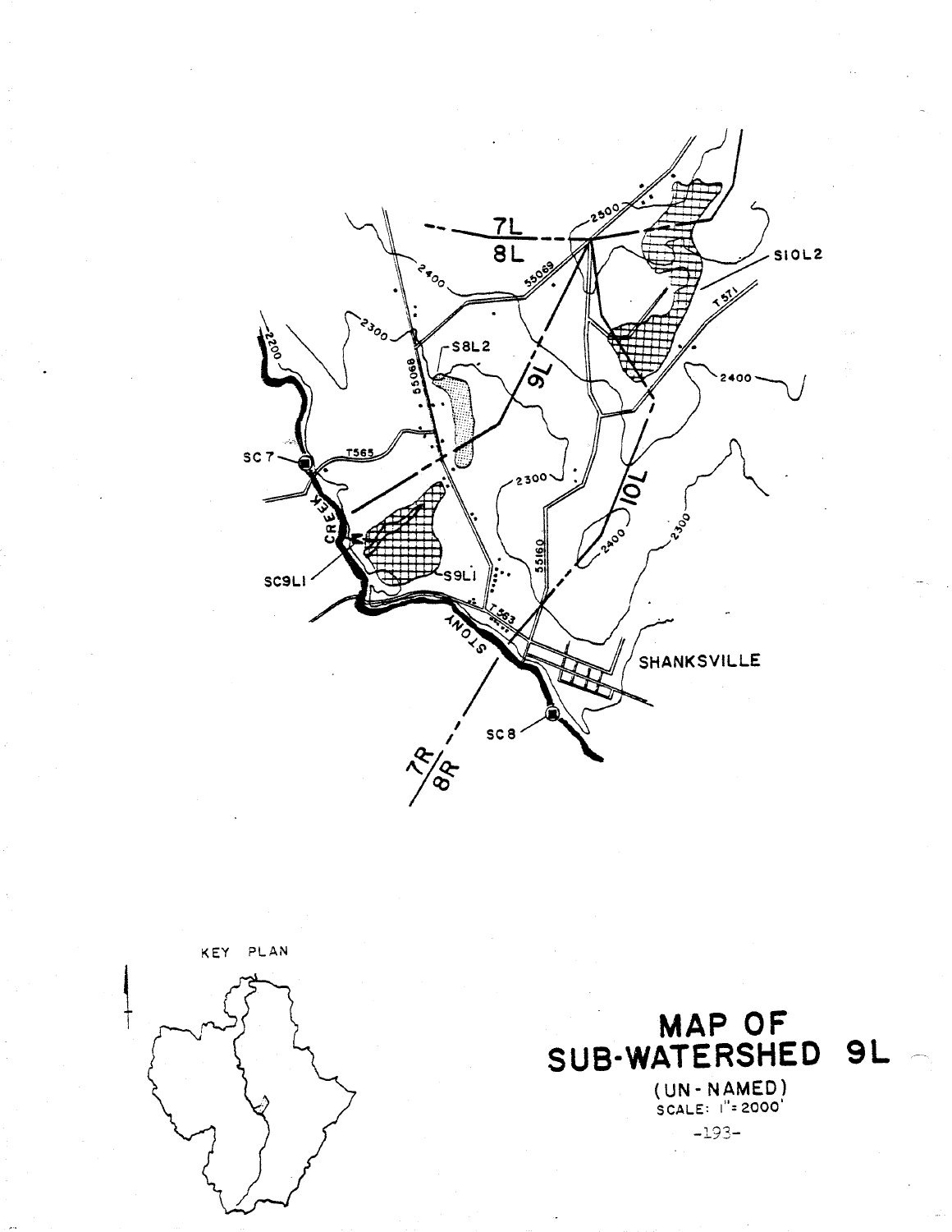# MAP OF SUB-WATERSHED 9L

(UN-NAMED)

SCALE: 1" = 2000'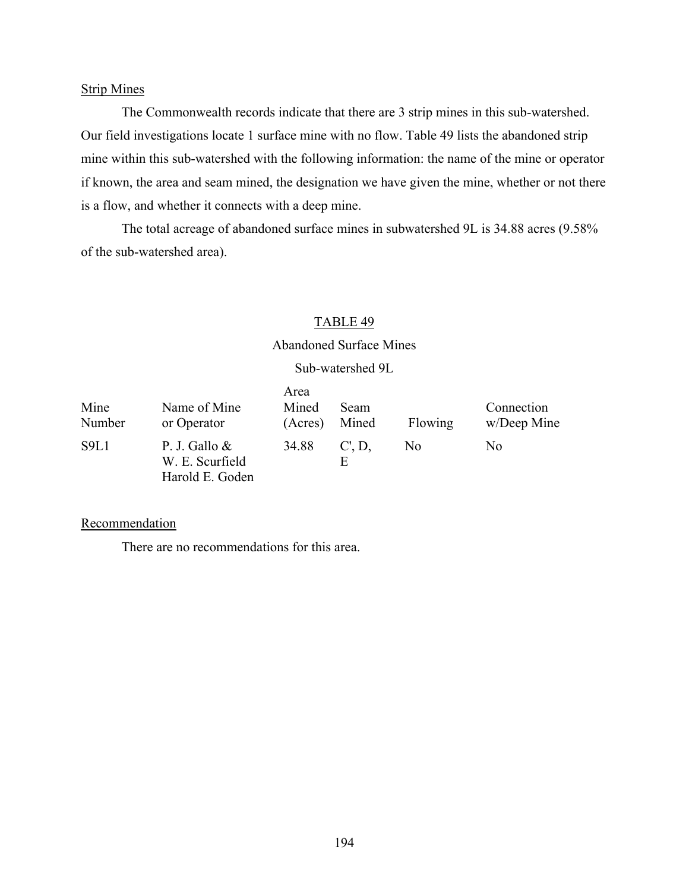## Strip Mines

The Commonwealth records indicate that there are 3 strip mines in this sub-watershed. Our field investigations locate 1 surface mine with no flow. Table 49 lists the abandoned strip mine within this sub-watershed with the following information: the name of the mine or operator if known, the area and seam mined, the designation we have given the mine, whether or not there is a flow, and whether it connects with a deep mine.

The total acreage of abandoned surface mines in subwatershed 9L is 34.88 acres (9.58% of the sub-watershed area).

TABLE 49

Abandoned Surface Mines

Sub-watershed 9L

| Mine Number | Name of Mine or Operator | Area Mined (Acres) | Seam Mined | Flowing | Connection w/Deep Mine |
|---|---|---|---|---|---|
| S9L1 | P. J. Gallo & W. E. Scurfield Harold E. Goden | 34.88 | C', D, E | No | No |

## Recommendation

There are no recommendations for this area.